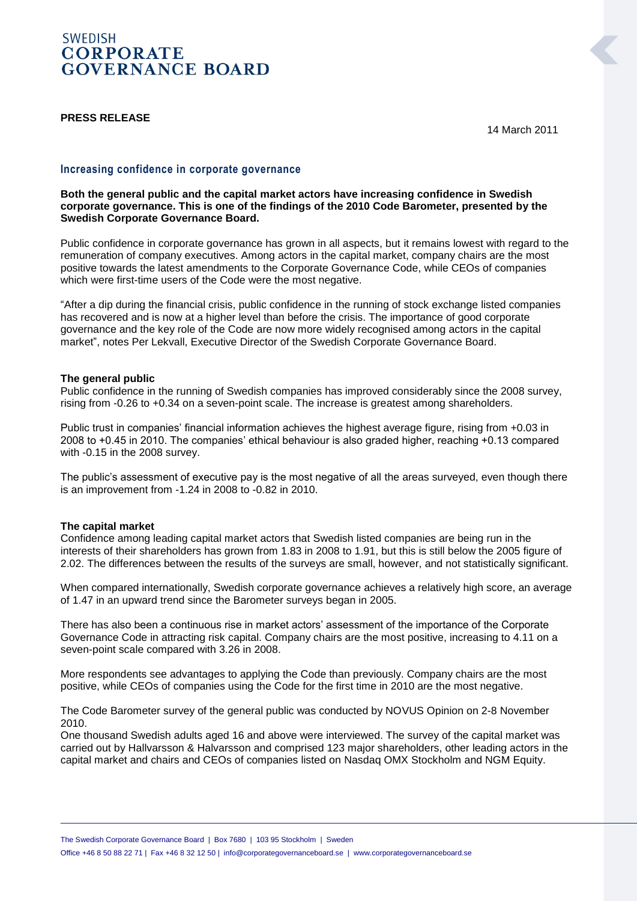SWEDISH
**CORPORATE GOVERNANCE BOARD**

**PRESS RELEASE**

14 March 2011

## Increasing confidence in corporate governance

**Both the general public and the capital market actors have increasing confidence in Swedish corporate governance. This is one of the findings of the 2010 Code Barometer, presented by the Swedish Corporate Governance Board.**

Public confidence in corporate governance has grown in all aspects, but it remains lowest with regard to the remuneration of company executives. Among actors in the capital market, company chairs are the most positive towards the latest amendments to the Corporate Governance Code, while CEOs of companies which were first-time users of the Code were the most negative.

"After a dip during the financial crisis, public confidence in the running of stock exchange listed companies has recovered and is now at a higher level than before the crisis. The importance of good corporate governance and the key role of the Code are now more widely recognised among actors in the capital market", notes Per Lekvall, Executive Director of the Swedish Corporate Governance Board.

### The general public

Public confidence in the running of Swedish companies has improved considerably since the 2008 survey, rising from -0.26 to +0.34 on a seven-point scale. The increase is greatest among shareholders.

Public trust in companies' financial information achieves the highest average figure, rising from +0.03 in 2008 to +0.45 in 2010. The companies' ethical behaviour is also graded higher, reaching +0.13 compared with -0.15 in the 2008 survey.

The public's assessment of executive pay is the most negative of all the areas surveyed, even though there is an improvement from -1.24 in 2008 to -0.82 in 2010.

### The capital market

Confidence among leading capital market actors that Swedish listed companies are being run in the interests of their shareholders has grown from 1.83 in 2008 to 1.91, but this is still below the 2005 figure of 2.02. The differences between the results of the surveys are small, however, and not statistically significant.

When compared internationally, Swedish corporate governance achieves a relatively high score, an average of 1.47 in an upward trend since the Barometer surveys began in 2005.

There has also been a continuous rise in market actors' assessment of the importance of the Corporate Governance Code in attracting risk capital. Company chairs are the most positive, increasing to 4.11 on a seven-point scale compared with 3.26 in 2008.

More respondents see advantages to applying the Code than previously. Company chairs are the most positive, while CEOs of companies using the Code for the first time in 2010 are the most negative.

The Code Barometer survey of the general public was conducted by NOVUS Opinion on 2-8 November 2010.
One thousand Swedish adults aged 16 and above were interviewed. The survey of the capital market was carried out by Hallvarsson & Halvarsson and comprised 123 major shareholders, other leading actors in the capital market and chairs and CEOs of companies listed on Nasdaq OMX Stockholm and NGM Equity.

The Swedish Corporate Governance Board | Box 7680 | 103 95 Stockholm | Sweden
Office +46 8 50 88 22 71 | Fax +46 8 32 12 50 | info@corporategovernanceboard.se | www.corporategovernanceboard.se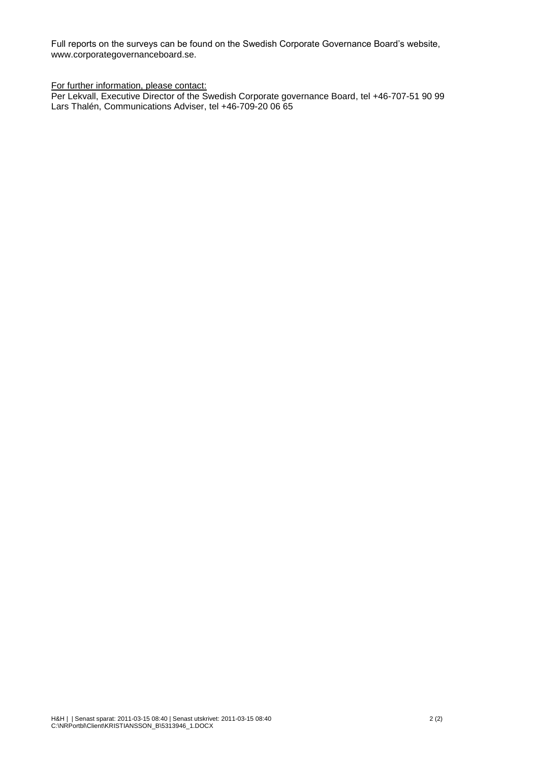Full reports on the surveys can be found on the Swedish Corporate Governance Board's website, www.corporategovernanceboard.se.

For further information, please contact:
Per Lekvall, Executive Director of the Swedish Corporate governance Board, tel +46-707-51 90 99
Lars Thalén, Communications Adviser, tel +46-709-20 06 65